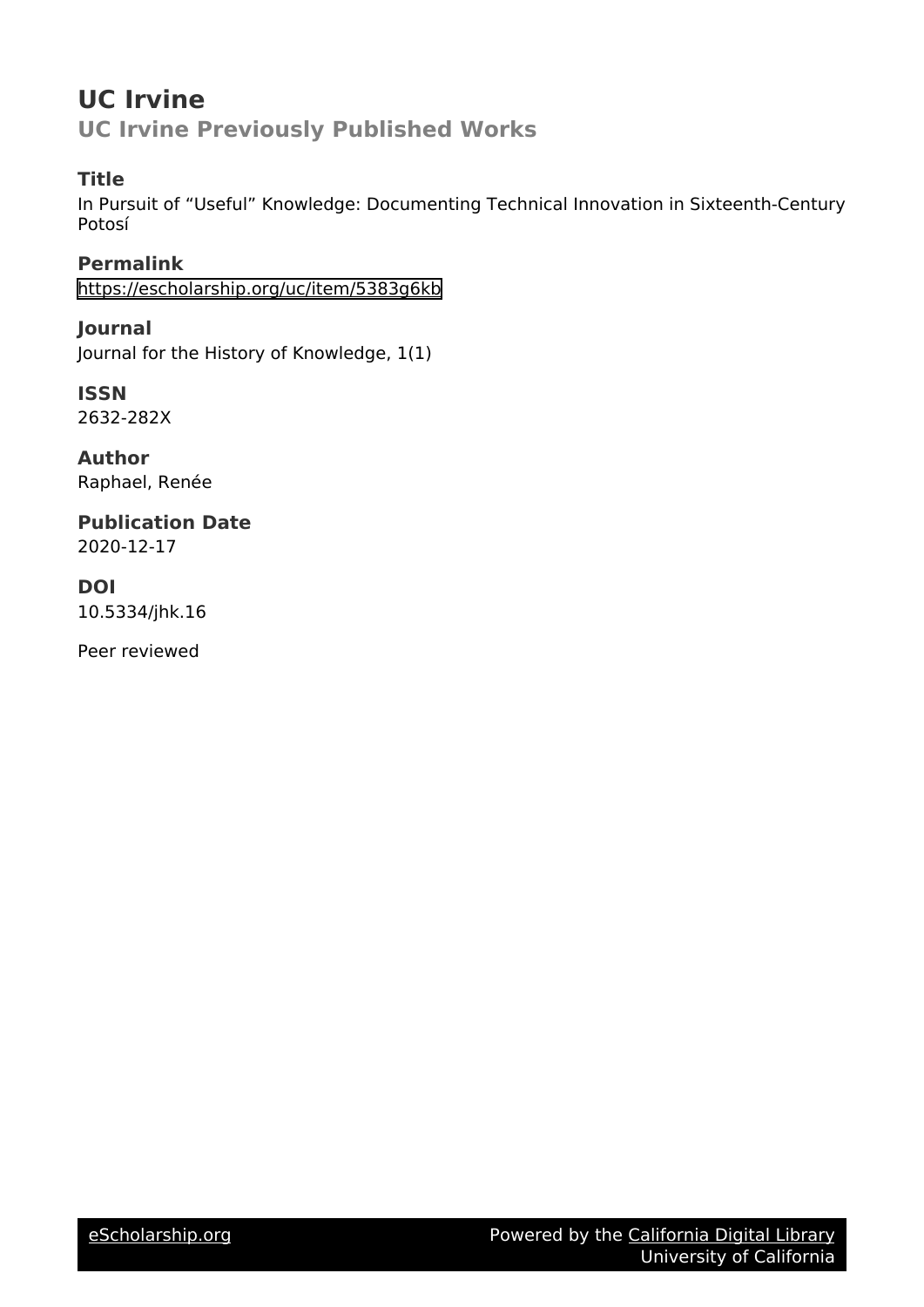# UC Irvine

## UC Irvine Previously Published Works

### Title

In Pursuit of “Useful” Knowledge: Documenting Technical Innovation in Sixteenth-Century Potosí

### Permalink

https://escholarship.org/uc/item/5383g6kb

### Journal

Journal for the History of Knowledge, 1(1)

### ISSN

2632-282X

### Author

Raphael, Renée

### Publication Date

2020-12-17

### DOI

10.5334/jhk.16

Peer reviewed

eScholarship.org Powered by the California Digital Library University of California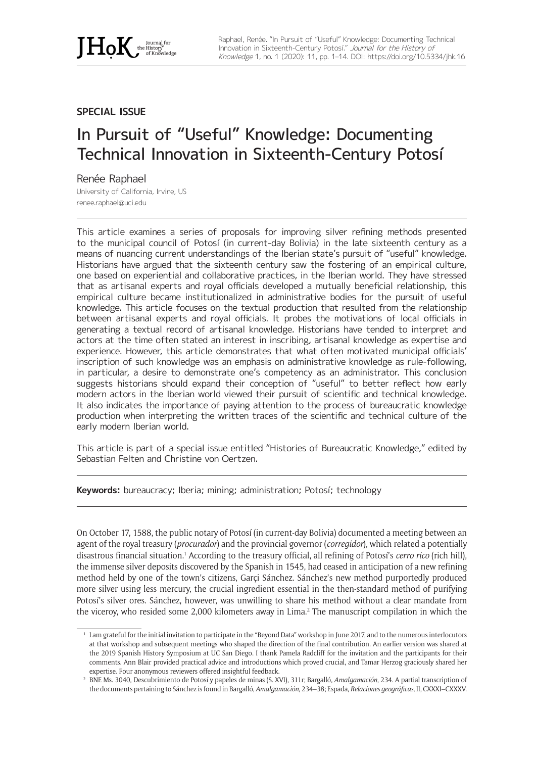## SPECIAL ISSUE

# In Pursuit of "Useful" Knowledge: Documenting Technical Innovation in Sixteenth-Century Potosí

Renée Raphael

University of California, Irvine, US

renee.raphael@uci.edu

This article examines a series of proposals for improving silver refining methods presented to the municipal council of Potosí (in current-day Bolivia) in the late sixteenth century as a means of nuancing current understandings of the Iberian state's pursuit of "useful" knowledge. Historians have argued that the sixteenth century saw the fostering of an empirical culture, one based on experiential and collaborative practices, in the Iberian world. They have stressed that as artisanal experts and royal officials developed a mutually beneficial relationship, this empirical culture became institutionalized in administrative bodies for the pursuit of useful knowledge. This article focuses on the textual production that resulted from the relationship between artisanal experts and royal officials. It probes the motivations of local officials in generating a textual record of artisanal knowledge. Historians have tended to interpret and actors at the time often stated an interest in inscribing, artisanal knowledge as expertise and experience. However, this article demonstrates that what often motivated municipal officials' inscription of such knowledge was an emphasis on administrative knowledge as rule-following, in particular, a desire to demonstrate one's competency as an administrator. This conclusion suggests historians should expand their conception of "useful" to better reflect how early modern actors in the Iberian world viewed their pursuit of scientific and technical knowledge. It also indicates the importance of paying attention to the process of bureaucratic knowledge production when interpreting the written traces of the scientific and technical culture of the early modern Iberian world.

This article is part of a special issue entitled "Histories of Bureaucratic Knowledge," edited by Sebastian Felten and Christine von Oertzen.

**Keywords:** bureaucracy; Iberia; mining; administration; Potosí; technology

On October 17, 1588, the public notary of Potosí (in current-day Bolivia) documented a meeting between an agent of the royal treasury (*procurador*) and the provincial governor (*corregidor*), which related a potentially disastrous financial situation.[1] According to the treasury official, all refining of Potosí's *cerro rico* (rich hill), the immense silver deposits discovered by the Spanish in 1545, had ceased in anticipation of a new refining method held by one of the town's citizens, Garçi Sánchez. Sánchez's new method purportedly produced more silver using less mercury, the crucial ingredient essential in the then-standard method of purifying Potosí's silver ores. Sánchez, however, was unwilling to share his method without a clear mandate from the viceroy, who resided some 2,000 kilometers away in Lima.[2] The manuscript compilation in which the

[1] I am grateful for the initial invitation to participate in the "Beyond Data" workshop in June 2017, and to the numerous interlocutors at that workshop and subsequent meetings who shaped the direction of the final contribution. An earlier version was shared at the 2019 Spanish History Symposium at UC San Diego. I thank Pamela Radcliff for the invitation and the participants for their comments. Ann Blair provided practical advice and introductions which proved crucial, and Tamar Herzog graciously shared her expertise. Four anonymous reviewers offered insightful feedback.

[2] BNE Ms. 3040, Descubrimiento de Potosí y papeles de minas (S. XVI), 311r; Bargalló, *Amalgamación*, 234. A partial transcription of the documents pertaining to Sánchez is found in Bargalló, *Amalgamación*, 234–38; Espada, *Relaciones geográficas*, II, CXXXI–CXXXV.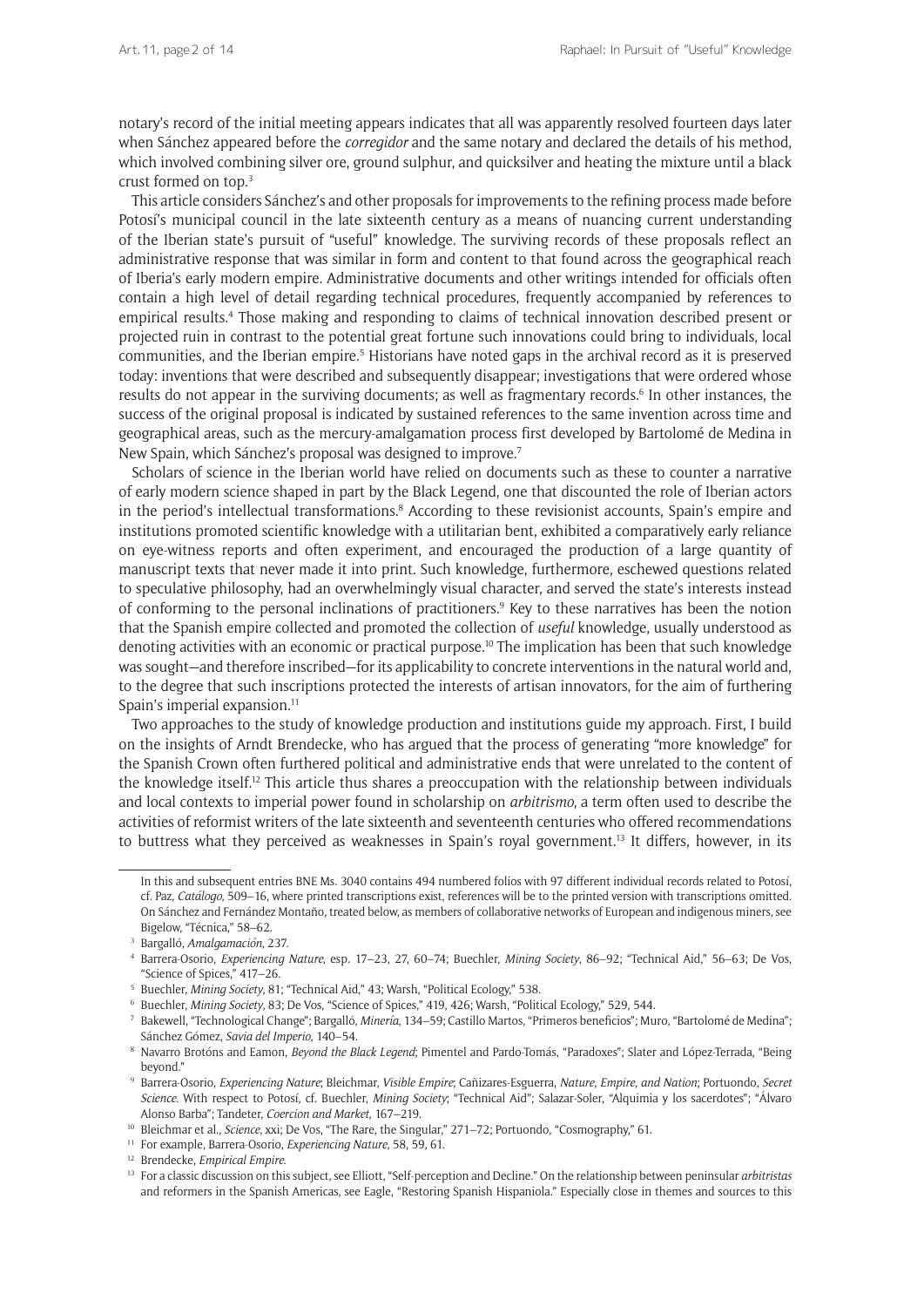notary's record of the initial meeting appears indicates that all was apparently resolved fourteen days later when Sánchez appeared before the *corregidor* and the same notary and declared the details of his method, which involved combining silver ore, ground sulphur, and quicksilver and heating the mixture until a black crust formed on top.[3]

This article considers Sánchez's and other proposals for improvements to the refining process made before Potosí's municipal council in the late sixteenth century as a means of nuancing current understanding of the Iberian state's pursuit of "useful" knowledge. The surviving records of these proposals reflect an administrative response that was similar in form and content to that found across the geographical reach of Iberia's early modern empire. Administrative documents and other writings intended for officials often contain a high level of detail regarding technical procedures, frequently accompanied by references to empirical results.[4] Those making and responding to claims of technical innovation described present or projected ruin in contrast to the potential great fortune such innovations could bring to individuals, local communities, and the Iberian empire.[5] Historians have noted gaps in the archival record as it is preserved today: inventions that were described and subsequently disappear; investigations that were ordered whose results do not appear in the surviving documents; as well as fragmentary records.[6] In other instances, the success of the original proposal is indicated by sustained references to the same invention across time and geographical areas, such as the mercury-amalgamation process first developed by Bartolomé de Medina in New Spain, which Sánchez's proposal was designed to improve.[7]

Scholars of science in the Iberian world have relied on documents such as these to counter a narrative of early modern science shaped in part by the Black Legend, one that discounted the role of Iberian actors in the period's intellectual transformations.[8] According to these revisionist accounts, Spain's empire and institutions promoted scientific knowledge with a utilitarian bent, exhibited a comparatively early reliance on eye-witness reports and often experiment, and encouraged the production of a large quantity of manuscript texts that never made it into print. Such knowledge, furthermore, eschewed questions related to speculative philosophy, had an overwhelmingly visual character, and served the state's interests instead of conforming to the personal inclinations of practitioners.[9] Key to these narratives has been the notion that the Spanish empire collected and promoted the collection of *useful* knowledge, usually understood as denoting activities with an economic or practical purpose.[10] The implication has been that such knowledge was sought—and therefore inscribed—for its applicability to concrete interventions in the natural world and, to the degree that such inscriptions protected the interests of artisan innovators, for the aim of furthering Spain's imperial expansion.[11]

Two approaches to the study of knowledge production and institutions guide my approach. First, I build on the insights of Arndt Brendecke, who has argued that the process of generating "more knowledge" for the Spanish Crown often furthered political and administrative ends that were unrelated to the content of the knowledge itself.[12] This article thus shares a preoccupation with the relationship between individuals and local contexts to imperial power found in scholarship on *arbitrismo*, a term often used to describe the activities of reformist writers of the late sixteenth and seventeenth centuries who offered recommendations to buttress what they perceived as weaknesses in Spain's royal government.[13] It differs, however, in its

---

In this and subsequent entries BNE Ms. 3040 contains 494 numbered folios with 97 different individual records related to Potosí, cf. Paz, *Catálogo*, 509–16, where printed transcriptions exist, references will be to the printed version with transcriptions omitted. On Sánchez and Fernández Montaño, treated below, as members of collaborative networks of European and indigenous miners, see Bigelow, "Técnica," 58–62.

[3] Bargalló, *Amalgamación*, 237.

[4] Barrera-Osorio, *Experiencing Nature*, esp. 17–23, 27, 60–74; Buechler, *Mining Society*, 86–92; "Technical Aid," 56–63; De Vos, "Science of Spices," 417–26.

[5] Buechler, *Mining Society*, 81; "Technical Aid," 43; Warsh, "Political Ecology," 538.

[6] Buechler, *Mining Society*, 83; De Vos, "Science of Spices," 419, 426; Warsh, "Political Ecology," 529, 544.

[7] Bakewell, "Technological Change"; Bargalló, *Minería*, 134–59; Castillo Martos, "Primeros beneficios"; Muro, "Bartolomé de Medina"; Sánchez Gómez, *Savia del Imperio*, 140–54.

[8] Navarro Brotóns and Eamon, *Beyond the Black Legend*; Pimentel and Pardo-Tomás, "Paradoxes"; Slater and López-Terrada, "Being beyond."

[9] Barrera-Osorio, *Experiencing Nature*; Bleichmar, *Visible Empire*; Cañizares-Esguerra, *Nature, Empire, and Nation*; Portuondo, *Secret Science*. With respect to Potosí, cf. Buechler, *Mining Society*; "Technical Aid"; Salazar-Soler, "Alquimia y los sacerdotes"; "Álvaro Alonso Barba"; Tandeter, *Coercion and Market*, 167–219.

[10] Bleichmar et al., *Science*, xxi; De Vos, "The Rare, the Singular," 271–72; Portuondo, "Cosmography," 61.

[11] For example, Barrera-Osorio, *Experiencing Nature*, 58, 59, 61.

[12] Brendecke, *Empirical Empire*.

[13] For a classic discussion on this subject, see Elliott, "Self-perception and Decline." On the relationship between peninsular *arbitristas* and reformers in the Spanish Americas, see Eagle, "Restoring Spanish Hispaniola." Especially close in themes and sources to this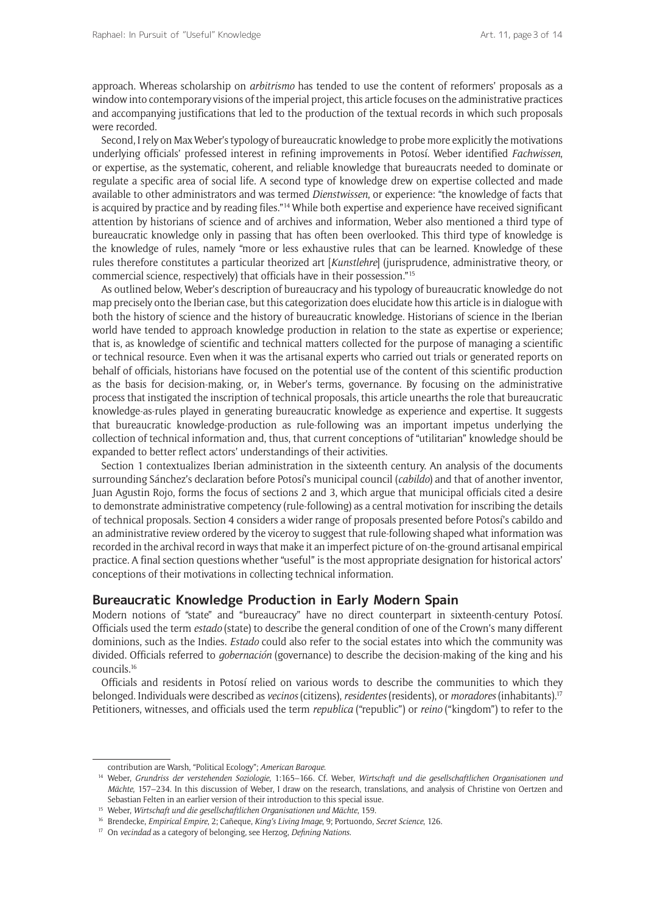approach. Whereas scholarship on *arbitrismo* has tended to use the content of reformers' proposals as a window into contemporary visions of the imperial project, this article focuses on the administrative practices and accompanying justifications that led to the production of the textual records in which such proposals were recorded.

Second, I rely on Max Weber's typology of bureaucratic knowledge to probe more explicitly the motivations underlying officials' professed interest in refining improvements in Potosí. Weber identified *Fachwissen*, or expertise, as the systematic, coherent, and reliable knowledge that bureaucrats needed to dominate or regulate a specific area of social life. A second type of knowledge drew on expertise collected and made available to other administrators and was termed *Dienstwissen*, or experience: "the knowledge of facts that is acquired by practice and by reading files."[14] While both expertise and experience have received significant attention by historians of science and of archives and information, Weber also mentioned a third type of bureaucratic knowledge only in passing that has often been overlooked. This third type of knowledge is the knowledge of rules, namely "more or less exhaustive rules that can be learned. Knowledge of these rules therefore constitutes a particular theorized art [*Kunstlehre*] (jurisprudence, administrative theory, or commercial science, respectively) that officials have in their possession."[15]

As outlined below, Weber's description of bureaucracy and his typology of bureaucratic knowledge do not map precisely onto the Iberian case, but this categorization does elucidate how this article is in dialogue with both the history of science and the history of bureaucratic knowledge. Historians of science in the Iberian world have tended to approach knowledge production in relation to the state as expertise or experience; that is, as knowledge of scientific and technical matters collected for the purpose of managing a scientific or technical resource. Even when it was the artisanal experts who carried out trials or generated reports on behalf of officials, historians have focused on the potential use of the content of this scientific production as the basis for decision-making, or, in Weber's terms, governance. By focusing on the administrative process that instigated the inscription of technical proposals, this article unearths the role that bureaucratic knowledge-as-rules played in generating bureaucratic knowledge as experience and expertise. It suggests that bureaucratic knowledge-production as rule-following was an important impetus underlying the collection of technical information and, thus, that current conceptions of "utilitarian" knowledge should be expanded to better reflect actors' understandings of their activities.

Section 1 contextualizes Iberian administration in the sixteenth century. An analysis of the documents surrounding Sánchez's declaration before Potosí's municipal council (*cabildo*) and that of another inventor, Juan Agustin Rojo, forms the focus of sections 2 and 3, which argue that municipal officials cited a desire to demonstrate administrative competency (rule-following) as a central motivation for inscribing the details of technical proposals. Section 4 considers a wider range of proposals presented before Potosí's cabildo and an administrative review ordered by the viceroy to suggest that rule-following shaped what information was recorded in the archival record in ways that make it an imperfect picture of on-the-ground artisanal empirical practice. A final section questions whether "useful" is the most appropriate designation for historical actors' conceptions of their motivations in collecting technical information.

## Bureaucratic Knowledge Production in Early Modern Spain

Modern notions of "state" and "bureaucracy" have no direct counterpart in sixteenth-century Potosí. Officials used the term *estado* (state) to describe the general condition of one of the Crown's many different dominions, such as the Indies. *Estado* could also refer to the social estates into which the community was divided. Officials referred to *gobernación* (governance) to describe the decision-making of the king and his councils.[16]

Officials and residents in Potosí relied on various words to describe the communities to which they belonged. Individuals were described as *vecinos* (citizens), *residentes* (residents), or *moradores* (inhabitants).[17] Petitioners, witnesses, and officials used the term *republica* ("republic") or *reino* ("kingdom") to refer to the

---

contribution are Warsh, "Political Ecology"; *American Baroque*.

[14] Weber, *Grundriss der verstehenden Soziologie*, 1:165–166. Cf. Weber, *Wirtschaft und die gesellschaftlichen Organisationen und Mächte*, 157–234. In this discussion of Weber, I draw on the research, translations, and analysis of Christine von Oertzen and Sebastian Felten in an earlier version of their introduction to this special issue.

[15] Weber, *Wirtschaft und die gesellschaftlichen Organisationen und Mächte*, 159.

[16] Brendecke, *Empirical Empire*, 2; Cañeque, *King's Living Image*, 9; Portuondo, *Secret Science*, 126.

[17] On *vecindad* as a category of belonging, see Herzog, *Defining Nations*.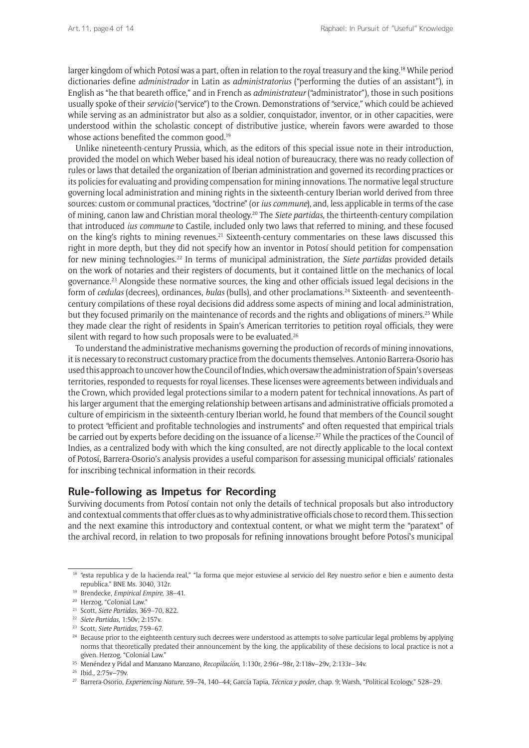larger kingdom of which Potosí was a part, often in relation to the royal treasury and the king.[18] While period dictionaries define *administrador* in Latin as *administratorius* ("performing the duties of an assistant"), in English as "he that beareth office," and in French as *administrateur* ("administrator"), those in such positions usually spoke of their *servicio* ("service") to the Crown. Demonstrations of "service," which could be achieved while serving as an administrator but also as a soldier, conquistador, inventor, or in other capacities, were understood within the scholastic concept of distributive justice, wherein favors were awarded to those whose actions benefited the common good.[19]

Unlike nineteenth-century Prussia, which, as the editors of this special issue note in their introduction, provided the model on which Weber based his ideal notion of bureaucracy, there was no ready collection of rules or laws that detailed the organization of Iberian administration and governed its recording practices or its policies for evaluating and providing compensation for mining innovations. The normative legal structure governing local administration and mining rights in the sixteenth-century Iberian world derived from three sources: custom or communal practices, "doctrine" (or *ius commune*), and, less applicable in terms of the case of mining, canon law and Christian moral theology.[20] The *Siete partidas*, the thirteenth-century compilation that introduced *ius commune* to Castile, included only two laws that referred to mining, and these focused on the king's rights to mining revenues.[21] Sixteenth-century commentaries on these laws discussed this right in more depth, but they did not specify how an inventor in Potosí should petition for compensation for new mining technologies.[22] In terms of municipal administration, the *Siete partidas* provided details on the work of notaries and their registers of documents, but it contained little on the mechanics of local governance.[23] Alongside these normative sources, the king and other officials issued legal decisions in the form of *cedulas* (decrees), ordinances, *bulas* (bulls), and other proclamations.[24] Sixteenth- and seventeenth-century compilations of these royal decisions did address some aspects of mining and local administration, but they focused primarily on the maintenance of records and the rights and obligations of miners.[25] While they made clear the right of residents in Spain's American territories to petition royal officials, they were silent with regard to how such proposals were to be evaluated.[26]

To understand the administrative mechanisms governing the production of records of mining innovations, it is necessary to reconstruct customary practice from the documents themselves. Antonio Barrera-Osorio has used this approach to uncover how the Council of Indies, which oversaw the administration of Spain's overseas territories, responded to requests for royal licenses. These licenses were agreements between individuals and the Crown, which provided legal protections similar to a modern patent for technical innovations. As part of his larger argument that the emerging relationship between artisans and administrative officials promoted a culture of empiricism in the sixteenth-century Iberian world, he found that members of the Council sought to protect "efficient and profitable technologies and instruments" and often requested that empirical trials be carried out by experts before deciding on the issuance of a license.[27] While the practices of the Council of Indies, as a centralized body with which the king consulted, are not directly applicable to the local context of Potosí, Barrera-Osorio's analysis provides a useful comparison for assessing municipal officials' rationales for inscribing technical information in their records.

## Rule-following as Impetus for Recording

Surviving documents from Potosí contain not only the details of technical proposals but also introductory and contextual comments that offer clues as to why administrative officials chose to record them. This section and the next examine this introductory and contextual content, or what we might term the "paratext" of the archival record, in relation to two proposals for refining innovations brought before Potosí's municipal

---

[18] "esta republica y de la hacienda real," "la forma que mejor estuviese al servicio del Rey nuestro señor e bien e aumento desta republica." BNE Ms. 3040, 312r.

[19] Brendecke, *Empirical Empire*, 38–41.

[20] Herzog, "Colonial Law."

[21] Scott, *Siete Partidas*, 369–70, 822.

[22] *Siete Partidas*, 1:50v; 2:157v.

[23] Scott, *Siete Partidas*, 759–67.

[24] Because prior to the eighteenth century such decrees were understood as attempts to solve particular legal problems by applying norms that theoretically predated their announcement by the king, the applicability of these decisions to local practice is not a given. Herzog, "Colonial Law."

[25] Menéndez y Pidal and Manzano Manzano, *Recopilación*, 1:130r, 2:96r–98r, 2:118v–29v, 2:133r–34v.

[26] Ibid., 2:75v–79v.

[27] Barrera-Osorio, *Experiencing Nature*, 59–74, 140–44; García Tapia, *Técnica y poder*, chap. 9; Warsh, "Political Ecology," 528–29.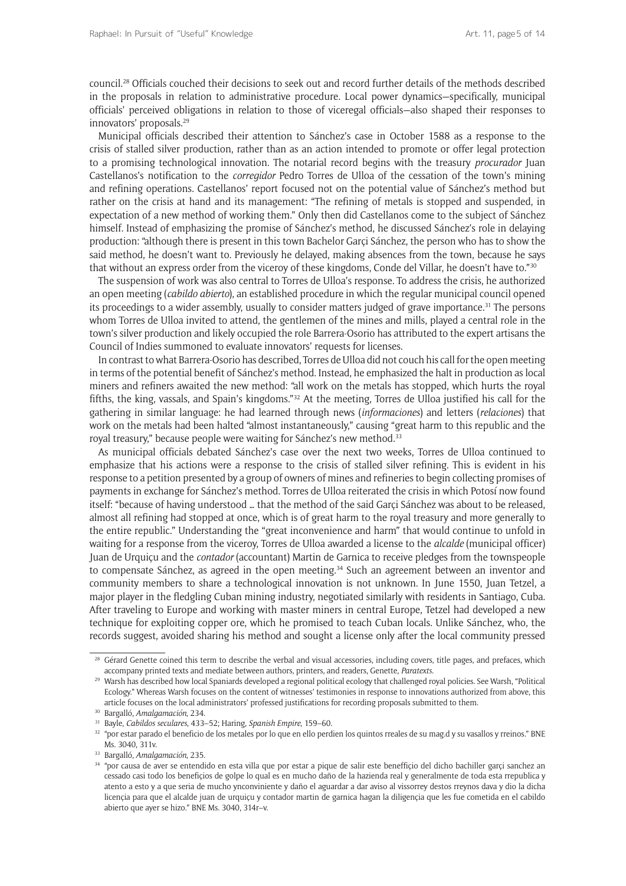council.[28] Officials couched their decisions to seek out and record further details of the methods described in the proposals in relation to administrative procedure. Local power dynamics—specifically, municipal officials' perceived obligations in relation to those of viceregal officials—also shaped their responses to innovators' proposals.[29]

Municipal officials described their attention to Sánchez's case in October 1588 as a response to the crisis of stalled silver production, rather than as an action intended to promote or offer legal protection to a promising technological innovation. The notarial record begins with the treasury *procurador* Juan Castellanos's notification to the *corregidor* Pedro Torres de Ulloa of the cessation of the town's mining and refining operations. Castellanos' report focused not on the potential value of Sánchez's method but rather on the crisis at hand and its management: "The refining of metals is stopped and suspended, in expectation of a new method of working them." Only then did Castellanos come to the subject of Sánchez himself. Instead of emphasizing the promise of Sánchez's method, he discussed Sánchez's role in delaying production: "although there is present in this town Bachelor Garçi Sánchez, the person who has to show the said method, he doesn't want to. Previously he delayed, making absences from the town, because he says that without an express order from the viceroy of these kingdoms, Conde del Villar, he doesn't have to."[30]

The suspension of work was also central to Torres de Ulloa's response. To address the crisis, he authorized an open meeting (*cabildo abierto*), an established procedure in which the regular municipal council opened its proceedings to a wider assembly, usually to consider matters judged of grave importance.[31] The persons whom Torres de Ulloa invited to attend, the gentlemen of the mines and mills, played a central role in the town's silver production and likely occupied the role Barrera-Osorio has attributed to the expert artisans the Council of Indies summoned to evaluate innovators' requests for licenses.

In contrast to what Barrera-Osorio has described, Torres de Ulloa did not couch his call for the open meeting in terms of the potential benefit of Sánchez's method. Instead, he emphasized the halt in production as local miners and refiners awaited the new method: "all work on the metals has stopped, which hurts the royal fifths, the king, vassals, and Spain's kingdoms."[32] At the meeting, Torres de Ulloa justified his call for the gathering in similar language: he had learned through news (*informaciones*) and letters (*relaciones*) that work on the metals had been halted "almost instantaneously," causing "great harm to this republic and the royal treasury," because people were waiting for Sánchez's new method.[33]

As municipal officials debated Sánchez's case over the next two weeks, Torres de Ulloa continued to emphasize that his actions were a response to the crisis of stalled silver refining. This is evident in his response to a petition presented by a group of owners of mines and refineries to begin collecting promises of payments in exchange for Sánchez's method. Torres de Ulloa reiterated the crisis in which Potosí now found itself: "because of having understood … that the method of the said Garçi Sánchez was about to be released, almost all refining had stopped at once, which is of great harm to the royal treasury and more generally to the entire republic." Understanding the "great inconvenience and harm" that would continue to unfold in waiting for a response from the viceroy, Torres de Ulloa awarded a license to the *alcalde* (municipal officer) Juan de Urquiçu and the *contador* (accountant) Martin de Garnica to receive pledges from the townspeople to compensate Sánchez, as agreed in the open meeting.[34] Such an agreement between an inventor and community members to share a technological innovation is not unknown. In June 1550, Juan Tetzel, a major player in the fledgling Cuban mining industry, negotiated similarly with residents in Santiago, Cuba. After traveling to Europe and working with master miners in central Europe, Tetzel had developed a new technique for exploiting copper ore, which he promised to teach Cuban locals. Unlike Sánchez, who, the records suggest, avoided sharing his method and sought a license only after the local community pressed

---

[28] Gérard Genette coined this term to describe the verbal and visual accessories, including covers, title pages, and prefaces, which accompany printed texts and mediate between authors, printers, and readers, Genette, *Paratexts*.

[29] Warsh has described how local Spaniards developed a regional political ecology that challenged royal policies. See Warsh, "Political Ecology." Whereas Warsh focuses on the content of witnesses' testimonies in response to innovations authorized from above, this article focuses on the local administrators' professed justifications for recording proposals submitted to them.

[30] Bargalló, *Amalgamación*, 234.

[31] Bayle, *Cabildos seculares*, 433–52; Haring, *Spanish Empire*, 159–60.

[32] "por estar parado el beneficio de los metales por lo que en ello perdien los quintos rreales de su mag.d y su vasallos y rreinos." BNE Ms. 3040, 311v.

[33] Bargalló, *Amalgamación*, 235.

[34] "por causa de aver se entendido en esta villa que por estar a pique de salir este beneffiçio del dicho bachiller garçi sanchez an cessado casi todo los benefiçios de golpe lo qual es en mucho daño de la hazienda real y generalmente de toda esta rrepublica y atento a esto y a que seria de mucho ynconviniente y daño el aguardar a dar aviso al vissorrey destos rreynos dava y dio la dicha licençia para que el alcalde juan de urquiçu y contador martin de garnica hagan la diligençia que les fue cometida en el cabildo abierto que ayer se hizo." BNE Ms. 3040, 314r–v.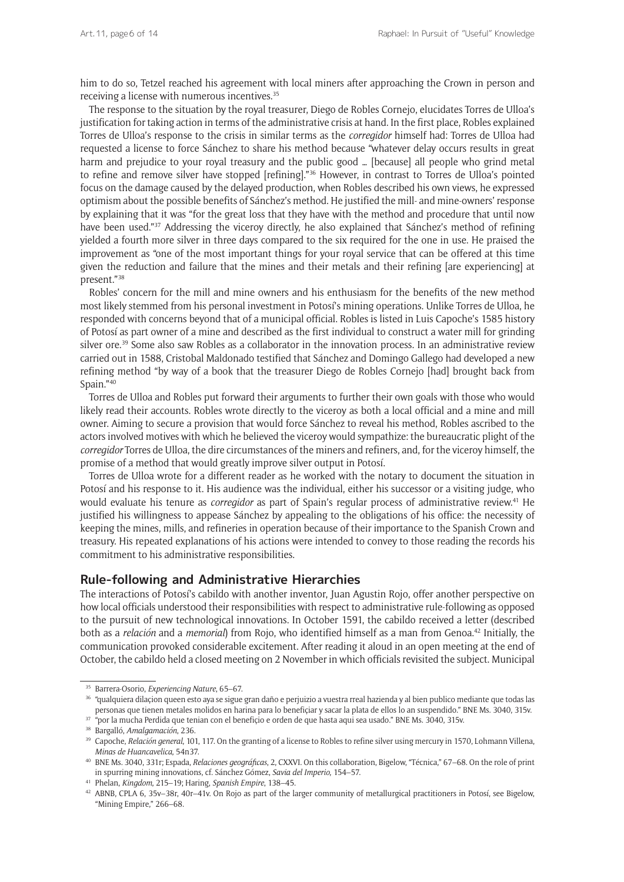him to do so, Tetzel reached his agreement with local miners after approaching the Crown in person and receiving a license with numerous incentives.[35]

The response to the situation by the royal treasurer, Diego de Robles Cornejo, elucidates Torres de Ulloa's justification for taking action in terms of the administrative crisis at hand. In the first place, Robles explained Torres de Ulloa's response to the crisis in similar terms as the *corregidor* himself had: Torres de Ulloa had requested a license to force Sánchez to share his method because "whatever delay occurs results in great harm and prejudice to your royal treasury and the public good … [because] all people who grind metal to refine and remove silver have stopped [refining]."[36] However, in contrast to Torres de Ulloa's pointed focus on the damage caused by the delayed production, when Robles described his own views, he expressed optimism about the possible benefits of Sánchez's method. He justified the mill- and mine-owners' response by explaining that it was "for the great loss that they have with the method and procedure that until now have been used."[37] Addressing the viceroy directly, he also explained that Sánchez's method of refining yielded a fourth more silver in three days compared to the six required for the one in use. He praised the improvement as "one of the most important things for your royal service that can be offered at this time given the reduction and failure that the mines and their metals and their refining [are experiencing] at present."[38]

Robles' concern for the mill and mine owners and his enthusiasm for the benefits of the new method most likely stemmed from his personal investment in Potosí's mining operations. Unlike Torres de Ulloa, he responded with concerns beyond that of a municipal official. Robles is listed in Luis Capoche's 1585 history of Potosí as part owner of a mine and described as the first individual to construct a water mill for grinding silver ore.[39] Some also saw Robles as a collaborator in the innovation process. In an administrative review carried out in 1588, Cristobal Maldonado testified that Sánchez and Domingo Gallego had developed a new refining method "by way of a book that the treasurer Diego de Robles Cornejo [had] brought back from Spain."[40]

Torres de Ulloa and Robles put forward their arguments to further their own goals with those who would likely read their accounts. Robles wrote directly to the viceroy as both a local official and a mine and mill owner. Aiming to secure a provision that would force Sánchez to reveal his method, Robles ascribed to the actors involved motives with which he believed the viceroy would sympathize: the bureaucratic plight of the *corregidor* Torres de Ulloa, the dire circumstances of the miners and refiners, and, for the viceroy himself, the promise of a method that would greatly improve silver output in Potosí.

Torres de Ulloa wrote for a different reader as he worked with the notary to document the situation in Potosí and his response to it. His audience was the individual, either his successor or a visiting judge, who would evaluate his tenure as *corregidor* as part of Spain's regular process of administrative review.[41] He justified his willingness to appease Sánchez by appealing to the obligations of his office: the necessity of keeping the mines, mills, and refineries in operation because of their importance to the Spanish Crown and treasury. His repeated explanations of his actions were intended to convey to those reading the records his commitment to his administrative responsibilities.

## Rule-following and Administrative Hierarchies

The interactions of Potosí's cabildo with another inventor, Juan Agustin Rojo, offer another perspective on how local officials understood their responsibilities with respect to administrative rule-following as opposed to the pursuit of new technological innovations. In October 1591, the cabildo received a letter (described both as a *relación* and a *memorial*) from Rojo, who identified himself as a man from Genoa.[42] Initially, the communication provoked considerable excitement. After reading it aloud in an open meeting at the end of October, the cabildo held a closed meeting on 2 November in which officials revisited the subject. Municipal

---

[35] Barrera-Osorio, *Experiencing Nature*, 65–67.

[36] "qualquiera dilaçion queen esto aya se sigue gran daño e perjuizio a vuestra rreal hazienda y al bien publico mediante que todas las personas que tienen metales molidos en harina para lo benefiçiar y sacar la plata de ellos lo an suspendido." BNE Ms. 3040, 315v.

[37] "por la mucha Perdida que tenian con el benefiçio e orden de que hasta aqui sea usado." BNE Ms. 3040, 315v.

[38] Bargalló, *Amalgamación*, 236.

[39] Capoche, *Relación general*, 101, 117. On the granting of a license to Robles to refine silver using mercury in 1570, Lohmann Villena, *Minas de Huancavelica*, 54n37.

[40] BNE Ms. 3040, 331r; Espada, *Relaciones geográficas*, 2, CXXVI. On this collaboration, Bigelow, "Técnica," 67–68. On the role of print in spurring mining innovations, cf. Sánchez Gómez, *Savia del Imperio*, 154–57.

[41] Phelan, *Kingdom*, 215–19; Haring, *Spanish Empire*, 138–45.

[42] ABNB, CPLA 6, 35v–38r, 40r–41v. On Rojo as part of the larger community of metallurgical practitioners in Potosí, see Bigelow, "Mining Empire," 266–68.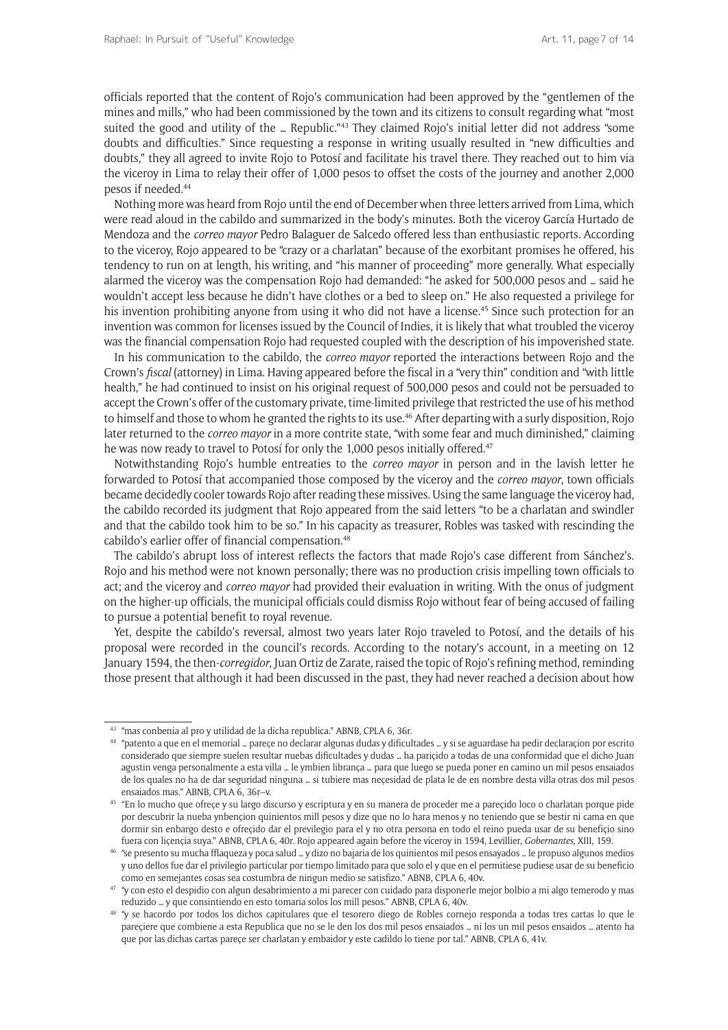officials reported that the content of Rojo's communication had been approved by the "gentlemen of the mines and mills," who had been commissioned by the town and its citizens to consult regarding what "most suited the good and utility of the … Republic."[43] They claimed Rojo's initial letter did not address "some doubts and difficulties." Since requesting a response in writing usually resulted in "new difficulties and doubts," they all agreed to invite Rojo to Potosí and facilitate his travel there. They reached out to him via the viceroy in Lima to relay their offer of 1,000 pesos to offset the costs of the journey and another 2,000 pesos if needed.[44]

Nothing more was heard from Rojo until the end of December when three letters arrived from Lima, which were read aloud in the cabildo and summarized in the body's minutes. Both the viceroy García Hurtado de Mendoza and the *correo mayor* Pedro Balaguer de Salcedo offered less than enthusiastic reports. According to the viceroy, Rojo appeared to be "crazy or a charlatan" because of the exorbitant promises he offered, his tendency to run on at length, his writing, and "his manner of proceeding" more generally. What especially alarmed the viceroy was the compensation Rojo had demanded: "he asked for 500,000 pesos and … said he wouldn't accept less because he didn't have clothes or a bed to sleep on." He also requested a privilege for his invention prohibiting anyone from using it who did not have a license.[45] Since such protection for an invention was common for licenses issued by the Council of Indies, it is likely that what troubled the viceroy was the financial compensation Rojo had requested coupled with the description of his impoverished state.

In his communication to the cabildo, the *correo mayor* reported the interactions between Rojo and the Crown's *fiscal* (attorney) in Lima. Having appeared before the fiscal in a "very thin" condition and "with little health," he had continued to insist on his original request of 500,000 pesos and could not be persuaded to accept the Crown's offer of the customary private, time-limited privilege that restricted the use of his method to himself and those to whom he granted the rights to its use.[46] After departing with a surly disposition, Rojo later returned to the *correo mayor* in a more contrite state, "with some fear and much diminished," claiming he was now ready to travel to Potosí for only the 1,000 pesos initially offered.[47]

Notwithstanding Rojo's humble entreaties to the *correo mayor* in person and in the lavish letter he forwarded to Potosí that accompanied those composed by the viceroy and the *correo mayor*, town officials became decidedly cooler towards Rojo after reading these missives. Using the same language the viceroy had, the cabildo recorded its judgment that Rojo appeared from the said letters "to be a charlatan and swindler and that the cabildo took him to be so." In his capacity as treasurer, Robles was tasked with rescinding the cabildo's earlier offer of financial compensation.[48]

The cabildo's abrupt loss of interest reflects the factors that made Rojo's case different from Sánchez's. Rojo and his method were not known personally; there was no production crisis impelling town officials to act; and the viceroy and *correo mayor* had provided their evaluation in writing. With the onus of judgment on the higher-up officials, the municipal officials could dismiss Rojo without fear of being accused of failing to pursue a potential benefit to royal revenue.

Yet, despite the cabildo's reversal, almost two years later Rojo traveled to Potosí, and the details of his proposal were recorded in the council's records. According to the notary's account, in a meeting on 12 January 1594, the then-*corregidor*, Juan Ortiz de Zarate, raised the topic of Rojo's refining method, reminding those present that although it had been discussed in the past, they had never reached a decision about how

---

[43] "mas conbenia al pro y utilidad de la dicha republica." ABNB, CPLA 6, 36r.

[44] "patento a que en el memorial … pareçe no declarar algunas dudas y dificultades … y si se aguardase ha pedir declaraçion por escrito considerado que siempre suelen resultar nuebas dificultades y dudas … ha pariçido a todas de una conformidad que el dicho Juan agustin venga personalmente a esta villa … le ymbien librança … para que luego se pueda poner en camino un mil pesos ensaiados de los quales no ha de dar seguridad ninguna … si tubiere mas neçesidad de plata le de en nombre desta villa otras dos mil pesos ensaiados mas." ABNB, CPLA 6, 36r–v.

[45] "En lo mucho que ofreçe y su largo discurso y escriptura y en su manera de proceder me a pareçido loco o charlatan porque pide por descubrir la nueba ynbençion quinientos mill pesos y dize que no lo hara menos y no teniendo que se bestir ni cama en que dormir sin embargo desto e ofreçido dar el previlegio para el y no otra persona en todo el reino pueda usar de su benefiçio sino fuera con liçençia suya." ABNB, CPLA 6, 40r. Rojo appeared again before the viceroy in 1594, Levillier, *Gobernantes*, XIII, 159.

[46] "se presento su mucha fflaqueza y poca salud … y dizo no bajaria de los quinientos mil pesos ensayados … le propuso algunos medios y uno dellos fue dar el privilegio particular por tiempo limitado para que solo el y que en el permitiese pudiese usar de su beneficio como en semejantes cosas sea costumbra de ningun medio se satisfizo." ABNB, CPLA 6, 40v.

[47] "y con esto el despidio con algun desabrimiento a mi parecer con cuidado para disponerle mejor bolbio a mi algo temerodo y mas reduzido … y que consintiendo en esto tomaria solos los mill pesos." ABNB, CPLA 6, 40v.

[48] "y se hacordo por todos los dichos capitulares que el tesorero diego de Robles cornejo responda a todas tres cartas lo que le pareçiere que combiene a esta Republica que no se le den los dos mil pesos ensaiados … ni los un mil pesos ensaidos … atento ha que por las dichas cartas pareçe ser charlatan y embaidor y este cadildo lo tiene por tal." ABNB, CPLA 6, 41v.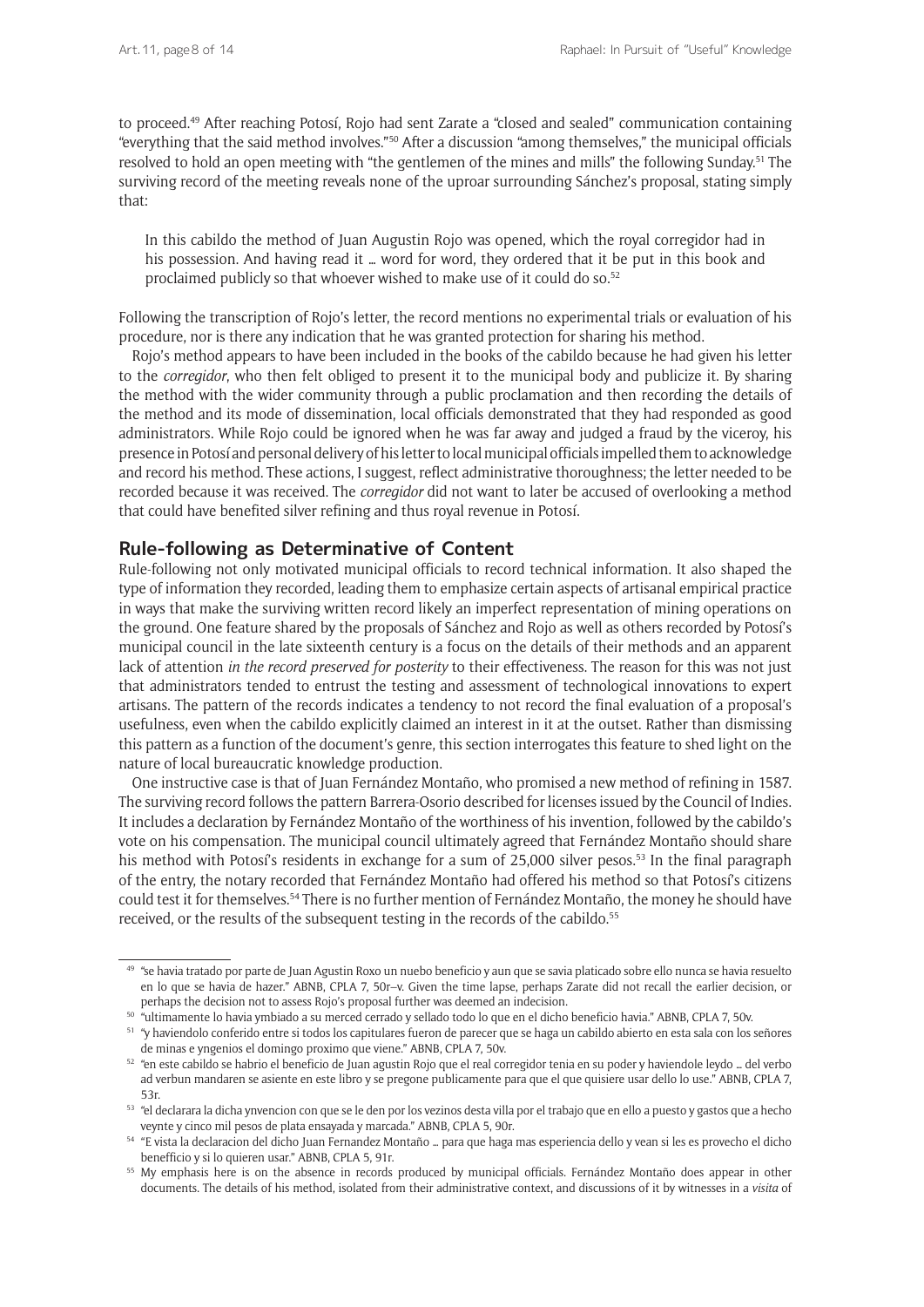to proceed.[49] After reaching Potosí, Rojo had sent Zarate a "closed and sealed" communication containing "everything that the said method involves."[50] After a discussion "among themselves," the municipal officials resolved to hold an open meeting with "the gentlemen of the mines and mills" the following Sunday.[51] The surviving record of the meeting reveals none of the uproar surrounding Sánchez's proposal, stating simply that:

> In this cabildo the method of Juan Augustin Rojo was opened, which the royal corregidor had in his possession. And having read it … word for word, they ordered that it be put in this book and proclaimed publicly so that whoever wished to make use of it could do so.[52]

Following the transcription of Rojo's letter, the record mentions no experimental trials or evaluation of his procedure, nor is there any indication that he was granted protection for sharing his method.

Rojo's method appears to have been included in the books of the cabildo because he had given his letter to the *corregidor*, who then felt obliged to present it to the municipal body and publicize it. By sharing the method with the wider community through a public proclamation and then recording the details of the method and its mode of dissemination, local officials demonstrated that they had responded as good administrators. While Rojo could be ignored when he was far away and judged a fraud by the viceroy, his presence in Potosí and personal delivery of his letter to local municipal officials impelled them to acknowledge and record his method. These actions, I suggest, reflect administrative thoroughness; the letter needed to be recorded because it was received. The *corregidor* did not want to later be accused of overlooking a method that could have benefited silver refining and thus royal revenue in Potosí.

## Rule-following as Determinative of Content

Rule-following not only motivated municipal officials to record technical information. It also shaped the type of information they recorded, leading them to emphasize certain aspects of artisanal empirical practice in ways that make the surviving written record likely an imperfect representation of mining operations on the ground. One feature shared by the proposals of Sánchez and Rojo as well as others recorded by Potosí's municipal council in the late sixteenth century is a focus on the details of their methods and an apparent lack of attention *in the record preserved for posterity* to their effectiveness. The reason for this was not just that administrators tended to entrust the testing and assessment of technological innovations to expert artisans. The pattern of the records indicates a tendency to not record the final evaluation of a proposal's usefulness, even when the cabildo explicitly claimed an interest in it at the outset. Rather than dismissing this pattern as a function of the document's genre, this section interrogates this feature to shed light on the nature of local bureaucratic knowledge production.

One instructive case is that of Juan Fernández Montaño, who promised a new method of refining in 1587. The surviving record follows the pattern Barrera-Osorio described for licenses issued by the Council of Indies. It includes a declaration by Fernández Montaño of the worthiness of his invention, followed by the cabildo's vote on his compensation. The municipal council ultimately agreed that Fernández Montaño should share his method with Potosí's residents in exchange for a sum of 25,000 silver pesos.[53] In the final paragraph of the entry, the notary recorded that Fernández Montaño had offered his method so that Potosí's citizens could test it for themselves.[54] There is no further mention of Fernández Montaño, the money he should have received, or the results of the subsequent testing in the records of the cabildo.[55]

---

[49] "se havia tratado por parte de Juan Agustin Roxo un nuebo beneficio y aun que se savia platicado sobre ello nunca se havia resuelto en lo que se havia de hazer." ABNB, CPLA 7, 50r–v. Given the time lapse, perhaps Zarate did not recall the earlier decision, or perhaps the decision not to assess Rojo's proposal further was deemed an indecision.

[50] "ultimamente lo havia ymbiado a su merced cerrado y sellado todo lo que en el dicho beneficio havia." ABNB, CPLA 7, 50v.

[51] "y haviendolo conferido entre si todos los capitulares fueron de parecer que se haga un cabildo abierto en esta sala con los señores de minas e yngenios el domingo proximo que viene." ABNB, CPLA 7, 50v.

[52] "en este cabildo se habrio el beneficio de Juan agustin Rojo que el real corregidor tenia en su poder y haviendole leydo … del verbo ad verbun mandaren se asiente en este libro y se pregone publicamente para que el que quisiere usar dello lo use." ABNB, CPLA 7, 53r.

[53] "el declarara la dicha ynvencion con que se le den por los vezinos desta villa por el trabajo que en ello a puesto y gastos que a hecho veynte y cinco mil pesos de plata ensayada y marcada." ABNB, CPLA 5, 90r.

[54] "E vista la declaracion del dicho Juan Fernandez Montaño … para que haga mas esperiencia dello y vean si les es provecho el dicho beneffiçio y si lo quieren usar." ABNB, CPLA 5, 91r.

[55] My emphasis here is on the absence in records produced by municipal officials. Fernández Montaño does appear in other documents. The details of his method, isolated from their administrative context, and discussions of it by witnesses in a *visita* of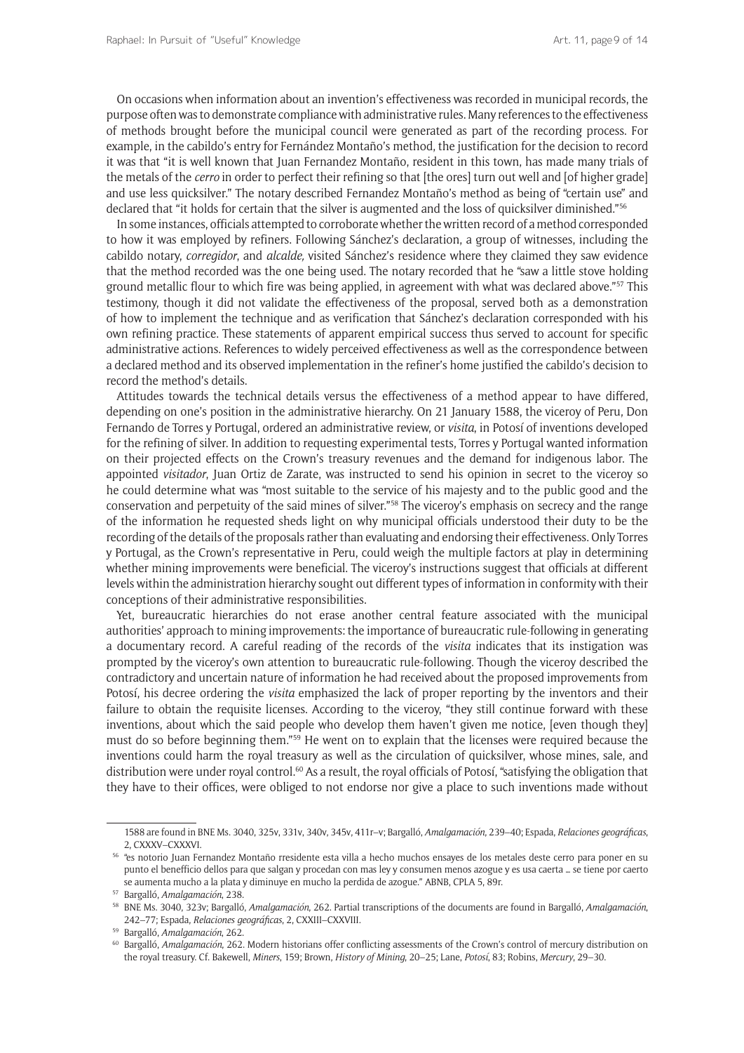On occasions when information about an invention's effectiveness was recorded in municipal records, the purpose often was to demonstrate compliance with administrative rules. Many references to the effectiveness of methods brought before the municipal council were generated as part of the recording process. For example, in the cabildo's entry for Fernández Montaño's method, the justification for the decision to record it was that "it is well known that Juan Fernandez Montaño, resident in this town, has made many trials of the metals of the *cerro* in order to perfect their refining so that [the ores] turn out well and [of higher grade] and use less quicksilver." The notary described Fernandez Montaño's method as being of "certain use" and declared that "it holds for certain that the silver is augmented and the loss of quicksilver diminished."[56]

In some instances, officials attempted to corroborate whether the written record of a method corresponded to how it was employed by refiners. Following Sánchez's declaration, a group of witnesses, including the cabildo notary, *corregidor*, and *alcalde,* visited Sánchez's residence where they claimed they saw evidence that the method recorded was the one being used. The notary recorded that he "saw a little stove holding ground metallic flour to which fire was being applied, in agreement with what was declared above."[57] This testimony, though it did not validate the effectiveness of the proposal, served both as a demonstration of how to implement the technique and as verification that Sánchez's declaration corresponded with his own refining practice. These statements of apparent empirical success thus served to account for specific administrative actions. References to widely perceived effectiveness as well as the correspondence between a declared method and its observed implementation in the refiner's home justified the cabildo's decision to record the method's details.

Attitudes towards the technical details versus the effectiveness of a method appear to have differed, depending on one's position in the administrative hierarchy. On 21 January 1588, the viceroy of Peru, Don Fernando de Torres y Portugal, ordered an administrative review, or *visita*, in Potosí of inventions developed for the refining of silver. In addition to requesting experimental tests, Torres y Portugal wanted information on their projected effects on the Crown's treasury revenues and the demand for indigenous labor. The appointed *visitador*, Juan Ortiz de Zarate, was instructed to send his opinion in secret to the viceroy so he could determine what was "most suitable to the service of his majesty and to the public good and the conservation and perpetuity of the said mines of silver."[58] The viceroy's emphasis on secrecy and the range of the information he requested sheds light on why municipal officials understood their duty to be the recording of the details of the proposals rather than evaluating and endorsing their effectiveness. Only Torres y Portugal, as the Crown's representative in Peru, could weigh the multiple factors at play in determining whether mining improvements were beneficial. The viceroy's instructions suggest that officials at different levels within the administration hierarchy sought out different types of information in conformity with their conceptions of their administrative responsibilities.

Yet, bureaucratic hierarchies do not erase another central feature associated with the municipal authorities' approach to mining improvements: the importance of bureaucratic rule-following in generating a documentary record. A careful reading of the records of the *visita* indicates that its instigation was prompted by the viceroy's own attention to bureaucratic rule-following. Though the viceroy described the contradictory and uncertain nature of information he had received about the proposed improvements from Potosí, his decree ordering the *visita* emphasized the lack of proper reporting by the inventors and their failure to obtain the requisite licenses. According to the viceroy, "they still continue forward with these inventions, about which the said people who develop them haven't given me notice, [even though they] must do so before beginning them."[59] He went on to explain that the licenses were required because the inventions could harm the royal treasury as well as the circulation of quicksilver, whose mines, sale, and distribution were under royal control.[60] As a result, the royal officials of Potosí, "satisfying the obligation that they have to their offices, were obliged to not endorse nor give a place to such inventions made without

---

1588 are found in BNE Ms. 3040, 325v, 331v, 340v, 345v, 411r–v; Bargalló, *Amalgamación*, 239–40; Espada, *Relaciones geográficas*, 2, CXXXV–CXXXVI.

[56] "es notorio Juan Fernandez Montaño rresidente esta villa a hecho muchos ensayes de los metales deste cerro para poner en su punto el benefficio dellos para que salgan y procedan con mas ley y consumen menos azogue y es usa caerta … se tiene por caerto se aumenta mucho a la plata y diminuye en mucho la perdida de azogue." ABNB, CPLA 5, 89r.

[57] Bargalló, *Amalgamación*, 238.

[58] BNE Ms. 3040, 323v; Bargalló, *Amalgamación*, 262. Partial transcriptions of the documents are found in Bargalló, *Amalgamación*, 242–77; Espada, *Relaciones geográficas*, 2, CXXIII–CXXVIII.

[59] Bargalló, *Amalgamación*, 262.

[60] Bargalló, *Amalgamación*, 262. Modern historians offer conflicting assessments of the Crown's control of mercury distribution on the royal treasury. Cf. Bakewell, *Miners*, 159; Brown, *History of Mining*, 20–25; Lane, *Potosí*, 83; Robins, *Mercury*, 29–30.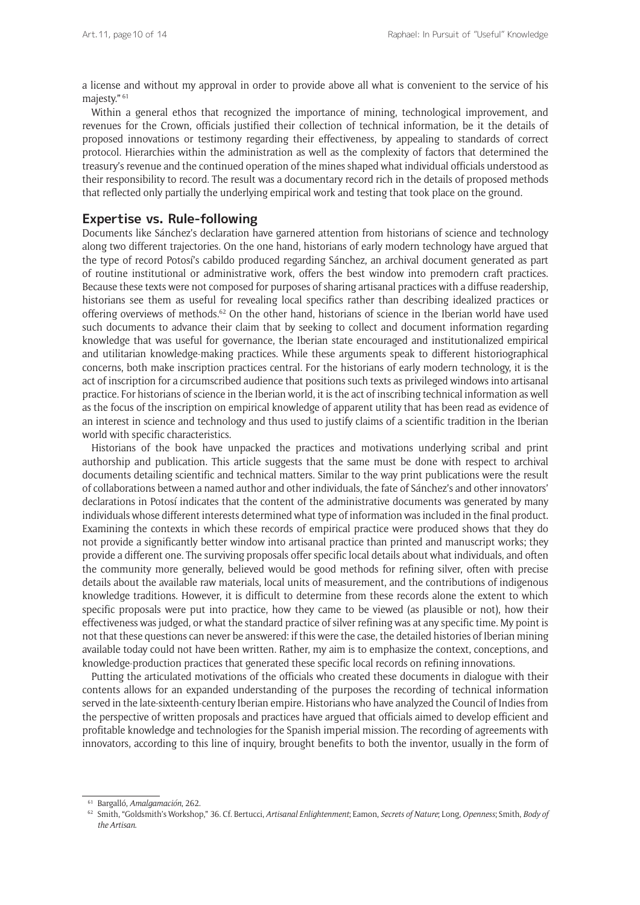a license and without my approval in order to provide above all what is convenient to the service of his majesty."[61]

Within a general ethos that recognized the importance of mining, technological improvement, and revenues for the Crown, officials justified their collection of technical information, be it the details of proposed innovations or testimony regarding their effectiveness, by appealing to standards of correct protocol. Hierarchies within the administration as well as the complexity of factors that determined the treasury's revenue and the continued operation of the mines shaped what individual officials understood as their responsibility to record. The result was a documentary record rich in the details of proposed methods that reflected only partially the underlying empirical work and testing that took place on the ground.

## Expertise vs. Rule-following

Documents like Sánchez's declaration have garnered attention from historians of science and technology along two different trajectories. On the one hand, historians of early modern technology have argued that the type of record Potosí's cabildo produced regarding Sánchez, an archival document generated as part of routine institutional or administrative work, offers the best window into premodern craft practices. Because these texts were not composed for purposes of sharing artisanal practices with a diffuse readership, historians see them as useful for revealing local specifics rather than describing idealized practices or offering overviews of methods.[62] On the other hand, historians of science in the Iberian world have used such documents to advance their claim that by seeking to collect and document information regarding knowledge that was useful for governance, the Iberian state encouraged and institutionalized empirical and utilitarian knowledge-making practices. While these arguments speak to different historiographical concerns, both make inscription practices central. For the historians of early modern technology, it is the act of inscription for a circumscribed audience that positions such texts as privileged windows into artisanal practice. For historians of science in the Iberian world, it is the act of inscribing technical information as well as the focus of the inscription on empirical knowledge of apparent utility that has been read as evidence of an interest in science and technology and thus used to justify claims of a scientific tradition in the Iberian world with specific characteristics.

Historians of the book have unpacked the practices and motivations underlying scribal and print authorship and publication. This article suggests that the same must be done with respect to archival documents detailing scientific and technical matters. Similar to the way print publications were the result of collaborations between a named author and other individuals, the fate of Sánchez's and other innovators' declarations in Potosí indicates that the content of the administrative documents was generated by many individuals whose different interests determined what type of information was included in the final product. Examining the contexts in which these records of empirical practice were produced shows that they do not provide a significantly better window into artisanal practice than printed and manuscript works; they provide a different one. The surviving proposals offer specific local details about what individuals, and often the community more generally, believed would be good methods for refining silver, often with precise details about the available raw materials, local units of measurement, and the contributions of indigenous knowledge traditions. However, it is difficult to determine from these records alone the extent to which specific proposals were put into practice, how they came to be viewed (as plausible or not), how their effectiveness was judged, or what the standard practice of silver refining was at any specific time. My point is not that these questions can never be answered: if this were the case, the detailed histories of Iberian mining available today could not have been written. Rather, my aim is to emphasize the context, conceptions, and knowledge-production practices that generated these specific local records on refining innovations.

Putting the articulated motivations of the officials who created these documents in dialogue with their contents allows for an expanded understanding of the purposes the recording of technical information served in the late-sixteenth-century Iberian empire. Historians who have analyzed the Council of Indies from the perspective of written proposals and practices have argued that officials aimed to develop efficient and profitable knowledge and technologies for the Spanish imperial mission. The recording of agreements with innovators, according to this line of inquiry, brought benefits to both the inventor, usually in the form of

---

[61] Bargalló, *Amalgamación*, 262.

[62] Smith, "Goldsmith's Workshop," 36. Cf. Bertucci, *Artisanal Enlightenment*; Eamon, *Secrets of Nature*; Long, *Openness*; Smith, *Body of the Artisan*.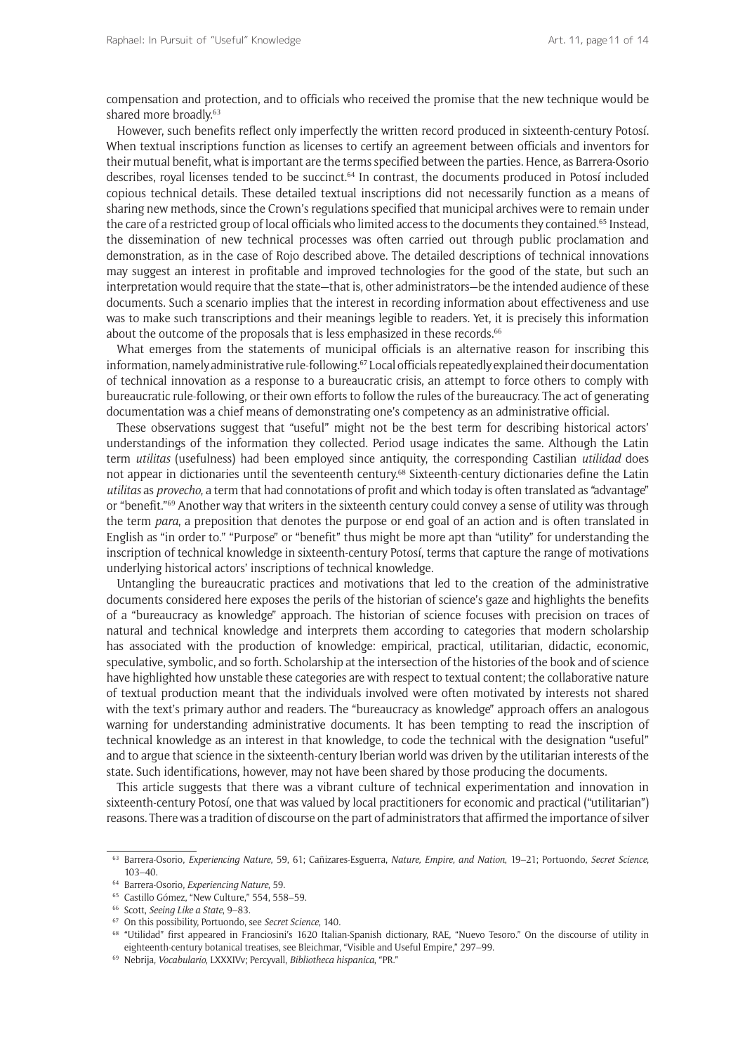compensation and protection, and to officials who received the promise that the new technique would be shared more broadly.[63]

However, such benefits reflect only imperfectly the written record produced in sixteenth-century Potosí. When textual inscriptions function as licenses to certify an agreement between officials and inventors for their mutual benefit, what is important are the terms specified between the parties. Hence, as Barrera-Osorio describes, royal licenses tended to be succinct.[64] In contrast, the documents produced in Potosí included copious technical details. These detailed textual inscriptions did not necessarily function as a means of sharing new methods, since the Crown's regulations specified that municipal archives were to remain under the care of a restricted group of local officials who limited access to the documents they contained.[65] Instead, the dissemination of new technical processes was often carried out through public proclamation and demonstration, as in the case of Rojo described above. The detailed descriptions of technical innovations may suggest an interest in profitable and improved technologies for the good of the state, but such an interpretation would require that the state—that is, other administrators—be the intended audience of these documents. Such a scenario implies that the interest in recording information about effectiveness and use was to make such transcriptions and their meanings legible to readers. Yet, it is precisely this information about the outcome of the proposals that is less emphasized in these records.[66]

What emerges from the statements of municipal officials is an alternative reason for inscribing this information, namely administrative rule-following.[67] Local officials repeatedly explained their documentation of technical innovation as a response to a bureaucratic crisis, an attempt to force others to comply with bureaucratic rule-following, or their own efforts to follow the rules of the bureaucracy. The act of generating documentation was a chief means of demonstrating one's competency as an administrative official.

These observations suggest that "useful" might not be the best term for describing historical actors' understandings of the information they collected. Period usage indicates the same. Although the Latin term *utilitas* (usefulness) had been employed since antiquity, the corresponding Castilian *utilidad* does not appear in dictionaries until the seventeenth century.[68] Sixteenth-century dictionaries define the Latin *utilitas* as *provecho*, a term that had connotations of profit and which today is often translated as "advantage" or "benefit."[69] Another way that writers in the sixteenth century could convey a sense of utility was through the term *para*, a preposition that denotes the purpose or end goal of an action and is often translated in English as "in order to." "Purpose" or "benefit" thus might be more apt than "utility" for understanding the inscription of technical knowledge in sixteenth-century Potosí, terms that capture the range of motivations underlying historical actors' inscriptions of technical knowledge.

Untangling the bureaucratic practices and motivations that led to the creation of the administrative documents considered here exposes the perils of the historian of science's gaze and highlights the benefits of a "bureaucracy as knowledge" approach. The historian of science focuses with precision on traces of natural and technical knowledge and interprets them according to categories that modern scholarship has associated with the production of knowledge: empirical, practical, utilitarian, didactic, economic, speculative, symbolic, and so forth. Scholarship at the intersection of the histories of the book and of science have highlighted how unstable these categories are with respect to textual content; the collaborative nature of textual production meant that the individuals involved were often motivated by interests not shared with the text's primary author and readers. The "bureaucracy as knowledge" approach offers an analogous warning for understanding administrative documents. It has been tempting to read the inscription of technical knowledge as an interest in that knowledge, to code the technical with the designation "useful" and to argue that science in the sixteenth-century Iberian world was driven by the utilitarian interests of the state. Such identifications, however, may not have been shared by those producing the documents.

This article suggests that there was a vibrant culture of technical experimentation and innovation in sixteenth-century Potosí, one that was valued by local practitioners for economic and practical ("utilitarian") reasons. There was a tradition of discourse on the part of administrators that affirmed the importance of silver

---

[63] Barrera-Osorio, *Experiencing Nature*, 59, 61; Cañizares-Esguerra, *Nature, Empire, and Nation*, 19–21; Portuondo, *Secret Science*, 103–40.

[64] Barrera-Osorio, *Experiencing Nature*, 59.

[65] Castillo Gómez, "New Culture," 554, 558–59.

[66] Scott, *Seeing Like a State*, 9–83.

[67] On this possibility, Portuondo, see *Secret Science*, 140.

[68] "Utilidad" first appeared in Franciosini's 1620 Italian-Spanish dictionary, RAE, "Nuevo Tesoro." On the discourse of utility in eighteenth-century botanical treatises, see Bleichmar, "Visible and Useful Empire," 297–99.

[69] Nebrija, *Vocabulario*, LXXXIVv; Percyvall, *Bibliotheca hispanica*, "PR."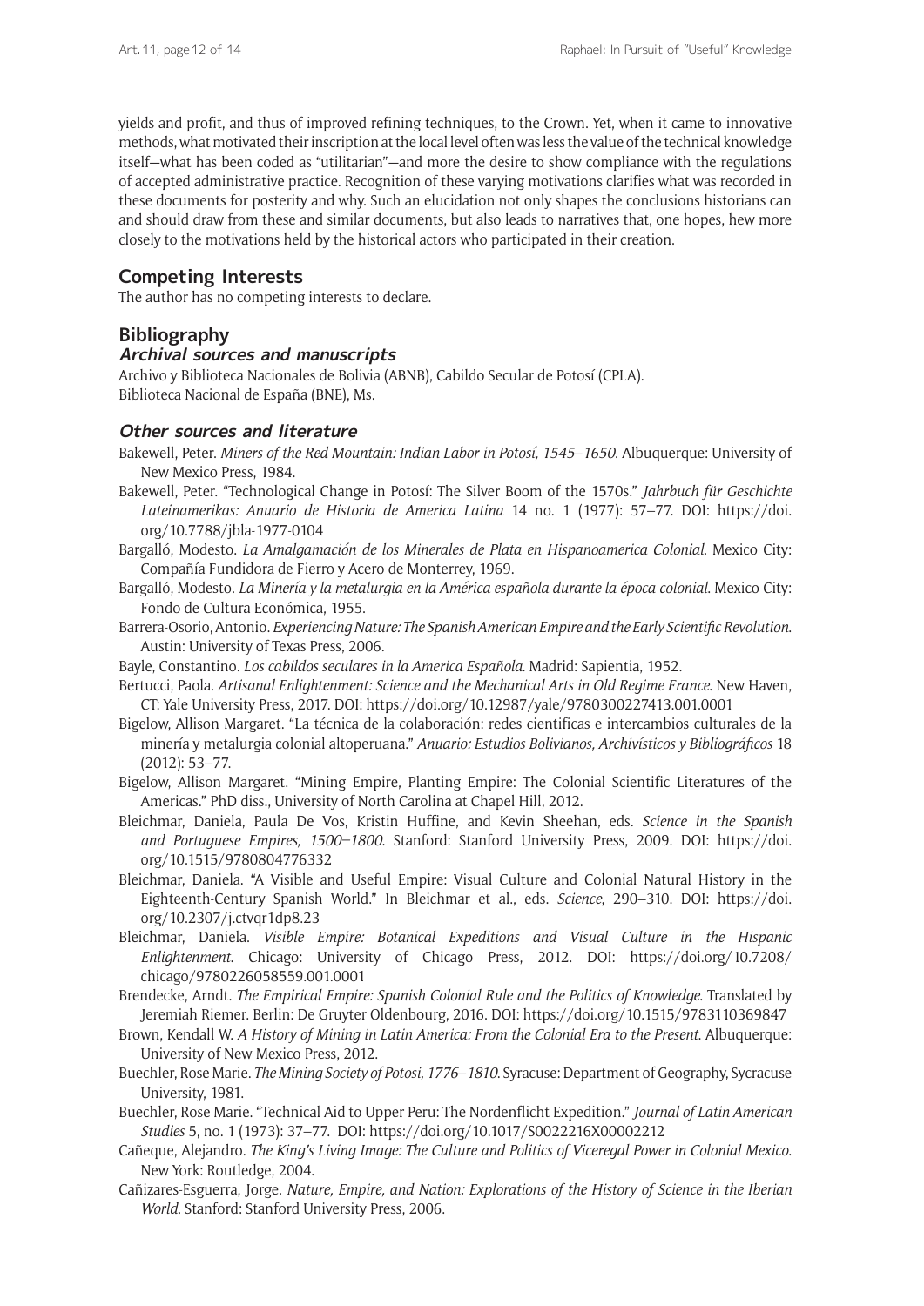yields and profit, and thus of improved refining techniques, to the Crown. Yet, when it came to innovative methods, what motivated their inscription at the local level often was less the value of the technical knowledge itself—what has been coded as "utilitarian"—and more the desire to show compliance with the regulations of accepted administrative practice. Recognition of these varying motivations clarifies what was recorded in these documents for posterity and why. Such an elucidation not only shapes the conclusions historians can and should draw from these and similar documents, but also leads to narratives that, one hopes, hew more closely to the motivations held by the historical actors who participated in their creation.

## Competing Interests

The author has no competing interests to declare.

## Bibliography

### Archival sources and manuscripts

Archivo y Biblioteca Nacionales de Bolivia (ABNB), Cabildo Secular de Potosí (CPLA).
Biblioteca Nacional de España (BNE), Ms.

### Other sources and literature

Bakewell, Peter. *Miners of the Red Mountain: Indian Labor in Potosí, 1545–1650*. Albuquerque: University of New Mexico Press, 1984.

Bakewell, Peter. "Technological Change in Potosí: The Silver Boom of the 1570s." *Jahrbuch für Geschichte Lateinamerikas: Anuario de Historia de America Latina* 14 no. 1 (1977): 57–77. DOI: https://doi.org/10.7788/jbla-1977-0104

Bargalló, Modesto. *La Amalgamación de los Minerales de Plata en Hispanoamerica Colonial*. Mexico City: Compañía Fundidora de Fierro y Acero de Monterrey, 1969.

Bargalló, Modesto. *La Minería y la metalurgia en la América española durante la época colonial*. Mexico City: Fondo de Cultura Económica, 1955.

Barrera-Osorio, Antonio. *Experiencing Nature: The Spanish American Empire and the Early Scientific Revolution*. Austin: University of Texas Press, 2006.

Bayle, Constantino. *Los cabildos seculares en la America Española*. Madrid: Sapientia, 1952.

Bertucci, Paola. *Artisanal Enlightenment: Science and the Mechanical Arts in Old Regime France*. New Haven, CT: Yale University Press, 2017. DOI: https://doi.org/10.12987/yale/9780300227413.001.0001

Bigelow, Allison Margaret. "La técnica de la colaboración: redes cientificas e intercambios culturales de la minería y metalurgia colonial altoperuana." *Anuario: Estudios Bolivianos, Archivísticos y Bibliográficos* 18 (2012): 53–77.

Bigelow, Allison Margaret. "Mining Empire, Planting Empire: The Colonial Scientific Literatures of the Americas." PhD diss., University of North Carolina at Chapel Hill, 2012.

Bleichmar, Daniela, Paula De Vos, Kristin Huffine, and Kevin Sheehan, eds. *Science in the Spanish and Portuguese Empires, 1500–1800*. Stanford: Stanford University Press, 2009. DOI: https://doi.org/10.1515/9780804776332

Bleichmar, Daniela. "A Visible and Useful Empire: Visual Culture and Colonial Natural History in the Eighteenth-Century Spanish World." In Bleichmar et al., eds. *Science*, 290–310. DOI: https://doi.org/10.2307/j.ctvqr1dp8.23

Bleichmar, Daniela. *Visible Empire: Botanical Expeditions and Visual Culture in the Hispanic Enlightenment*. Chicago: University of Chicago Press, 2012. DOI: https://doi.org/10.7208/chicago/9780226058559.001.0001

Brendecke, Arndt. *The Empirical Empire: Spanish Colonial Rule and the Politics of Knowledge*. Translated by Jeremiah Riemer. Berlin: De Gruyter Oldenbourg, 2016. DOI: https://doi.org/10.1515/9783110369847

Brown, Kendall W. *A History of Mining in Latin America: From the Colonial Era to the Present*. Albuquerque: University of New Mexico Press, 2012.

Buechler, Rose Marie. *The Mining Society of Potosi, 1776–1810*. Syracuse: Department of Geography, Sycracuse University, 1981.

Buechler, Rose Marie. "Technical Aid to Upper Peru: The Nordenflicht Expedition." *Journal of Latin American Studies* 5, no. 1 (1973): 37–77. DOI: https://doi.org/10.1017/S0022216X00002212

Cañeque, Alejandro. *The King's Living Image: The Culture and Politics of Viceregal Power in Colonial Mexico*. New York: Routledge, 2004.

Cañizares-Esguerra, Jorge. *Nature, Empire, and Nation: Explorations of the History of Science in the Iberian World*. Stanford: Stanford University Press, 2006.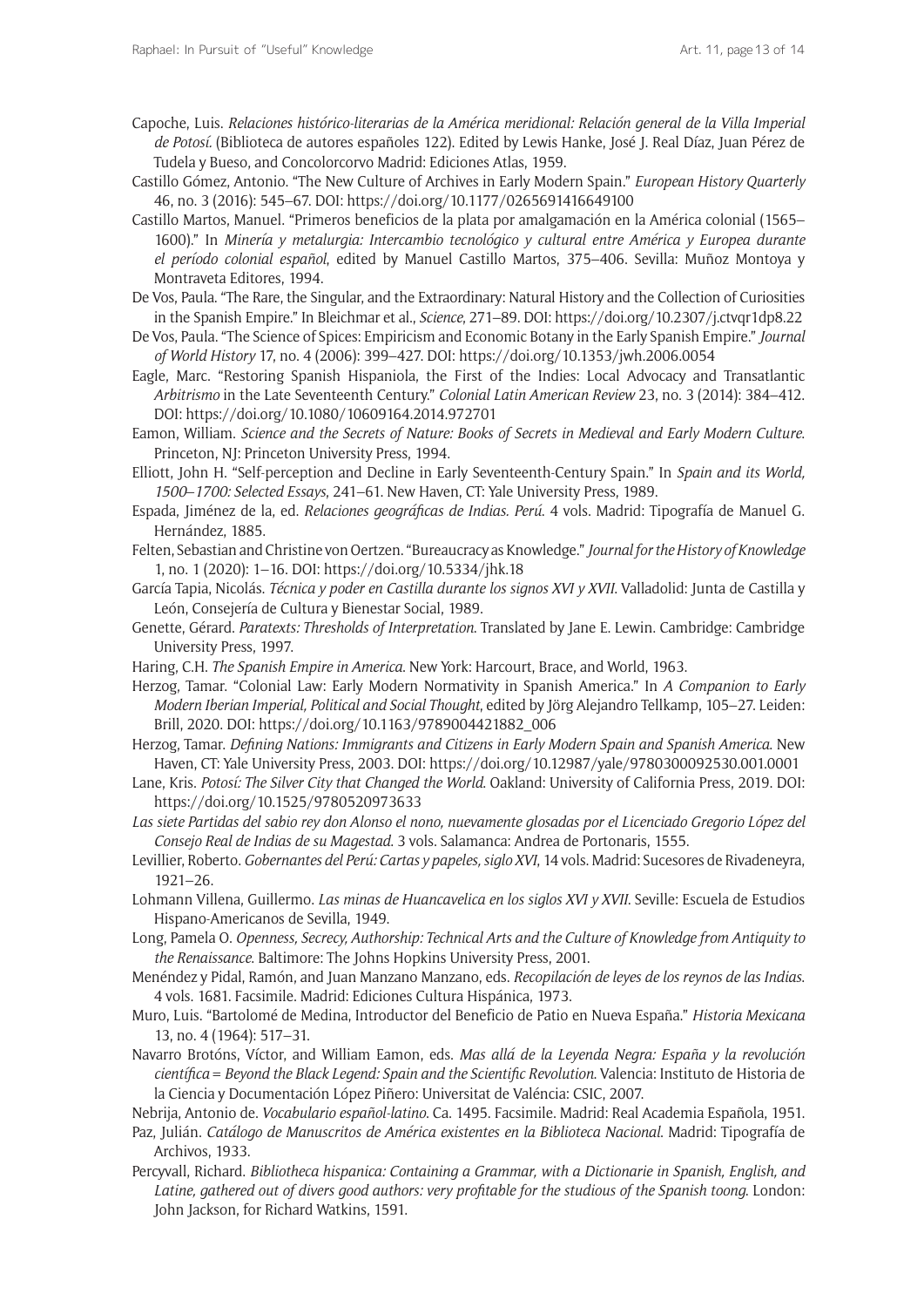Capoche, Luis. *Relaciones histórico-literarias de la América meridional: Relación general de la Villa Imperial de Potosí*. (Biblioteca de autores españoles 122). Edited by Lewis Hanke, José J. Real Díaz, Juan Pérez de Tudela y Bueso, and Concolorcorvo Madrid: Ediciones Atlas, 1959.

Castillo Gómez, Antonio. "The New Culture of Archives in Early Modern Spain." *European History Quarterly* 46, no. 3 (2016): 545–67. DOI: https://doi.org/10.1177/0265691416649100

Castillo Martos, Manuel. "Primeros beneficios de la plata por amalgamación en la América colonial (1565–1600)." In *Minería y metalurgia: Intercambio tecnológico y cultural entre América y Europea durante el período colonial español*, edited by Manuel Castillo Martos, 375–406. Sevilla: Muñoz Montoya y Montraveta Editores, 1994.

De Vos, Paula. "The Rare, the Singular, and the Extraordinary: Natural History and the Collection of Curiosities in the Spanish Empire." In Bleichmar et al., *Science*, 271–89. DOI: https://doi.org/10.2307/j.ctvqr1dp8.22

De Vos, Paula. "The Science of Spices: Empiricism and Economic Botany in the Early Spanish Empire." *Journal of World History* 17, no. 4 (2006): 399–427. DOI: https://doi.org/10.1353/jwh.2006.0054

Eagle, Marc. "Restoring Spanish Hispaniola, the First of the Indies: Local Advocacy and Transatlantic *Arbitrismo* in the Late Seventeenth Century." *Colonial Latin American Review* 23, no. 3 (2014): 384–412. DOI: https://doi.org/10.1080/10609164.2014.972701

Eamon, William. *Science and the Secrets of Nature: Books of Secrets in Medieval and Early Modern Culture*. Princeton, NJ: Princeton University Press, 1994.

Elliott, John H. "Self-perception and Decline in Early Seventeenth-Century Spain." In *Spain and its World, 1500–1700: Selected Essays*, 241–61. New Haven, CT: Yale University Press, 1989.

Espada, Jiménez de la, ed. *Relaciones geográficas de Indias. Perú*. 4 vols. Madrid: Tipografía de Manuel G. Hernández, 1885.

Felten, Sebastian and Christine von Oertzen. "Bureaucracy as Knowledge." *Journal for the History of Knowledge* 1, no. 1 (2020): 1–16. DOI: https://doi.org/10.5334/jhk.18

García Tapia, Nicolás. *Técnica y poder en Castilla durante los signos XVI y XVII*. Valladolid: Junta de Castilla y León, Consejería de Cultura y Bienestar Social, 1989.

Genette, Gérard. *Paratexts: Thresholds of Interpretation*. Translated by Jane E. Lewin. Cambridge: Cambridge University Press, 1997.

Haring, C.H. *The Spanish Empire in America*. New York: Harcourt, Brace, and World, 1963.

Herzog, Tamar. "Colonial Law: Early Modern Normativity in Spanish America." In *A Companion to Early Modern Iberian Imperial, Political and Social Thought*, edited by Jörg Alejandro Tellkamp, 105–27. Leiden: Brill, 2020. DOI: https://doi.org/10.1163/9789004421882_006

Herzog, Tamar. *Defining Nations: Immigrants and Citizens in Early Modern Spain and Spanish America*. New Haven, CT: Yale University Press, 2003. DOI: https://doi.org/10.12987/yale/9780300092530.001.0001

Lane, Kris. *Potosí: The Silver City that Changed the World*. Oakland: University of California Press, 2019. DOI: https://doi.org/10.1525/9780520973633

*Las siete Partidas del sabio rey don Alonso el nono, nuevamente glosadas por el Licenciado Gregorio López del Consejo Real de Indias de su Magestad*. 3 vols. Salamanca: Andrea de Portonaris, 1555.

Levillier, Roberto. *Gobernantes del Perú: Cartas y papeles, siglo XVI*, 14 vols. Madrid: Sucesores de Rivadeneyra, 1921–26.

Lohmann Villena, Guillermo. *Las minas de Huancavelica en los siglos XVI y XVII*. Seville: Escuela de Estudios Hispano-Americanos de Sevilla, 1949.

Long, Pamela O. *Openness, Secrecy, Authorship: Technical Arts and the Culture of Knowledge from Antiquity to the Renaissance*. Baltimore: The Johns Hopkins University Press, 2001.

Menéndez y Pidal, Ramón, and Juan Manzano Manzano, eds. *Recopilación de leyes de los reynos de las Indias*. 4 vols. 1681. Facsimile. Madrid: Ediciones Cultura Hispánica, 1973.

Muro, Luis. "Bartolomé de Medina, Introductor del Beneficio de Patio en Nueva España." *Historia Mexicana* 13, no. 4 (1964): 517–31.

Navarro Brotóns, Víctor, and William Eamon, eds. *Mas allá de la Leyenda Negra: España y la revolución científica = Beyond the Black Legend: Spain and the Scientific Revolution*. Valencia: Instituto de Historia de la Ciencia y Documentación López Piñero: Universitat de Valéncia: CSIC, 2007.

Nebrija, Antonio de. *Vocabulario español-latino*. Ca. 1495. Facsimile. Madrid: Real Academia Española, 1951.

Paz, Julián. *Catálogo de Manuscritos de América existentes en la Biblioteca Nacional*. Madrid: Tipografía de Archivos, 1933.

Percyvall, Richard. *Bibliotheca hispanica: Containing a Grammar, with a Dictionarie in Spanish, English, and Latine, gathered out of divers good authors: very profitable for the studious of the Spanish toong*. London: John Jackson, for Richard Watkins, 1591.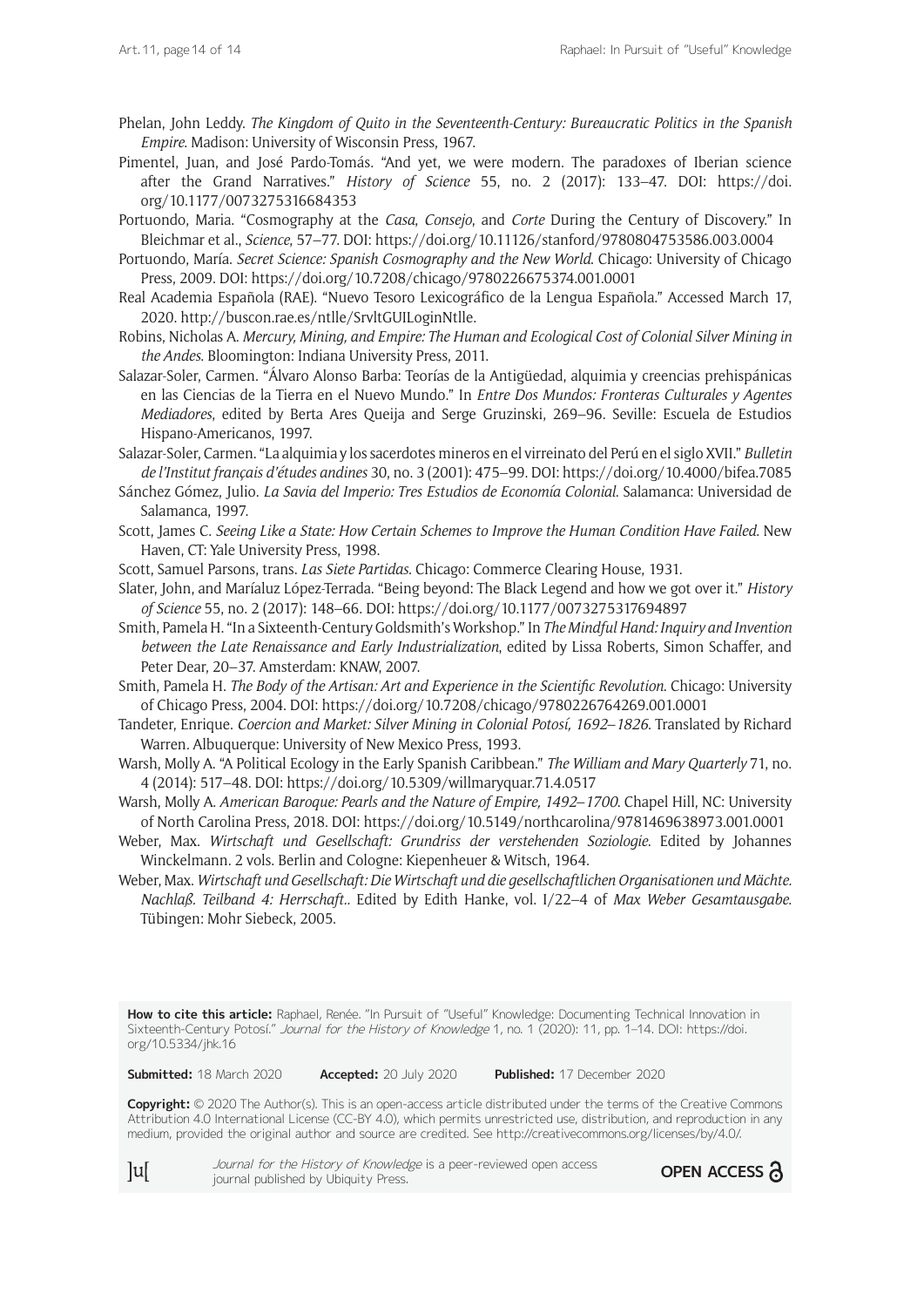Phelan, John Leddy. *The Kingdom of Quito in the Seventeenth-Century: Bureaucratic Politics in the Spanish Empire*. Madison: University of Wisconsin Press, 1967.

Pimentel, Juan, and José Pardo-Tomás. "And yet, we were modern. The paradoxes of Iberian science after the Grand Narratives." *History of Science* 55, no. 2 (2017): 133–47. DOI: https://doi.org/10.1177/0073275316684353

Portuondo, Maria. "Cosmography at the *Casa*, *Consejo*, and *Corte* During the Century of Discovery." In Bleichmar et al., *Science*, 57–77. DOI: https://doi.org/10.11126/stanford/9780804753586.003.0004

Portuondo, María. *Secret Science: Spanish Cosmography and the New World*. Chicago: University of Chicago Press, 2009. DOI: https://doi.org/10.7208/chicago/9780226675374.001.0001

Real Academia Española (RAE). "Nuevo Tesoro Lexicográfico de la Lengua Española." Accessed March 17, 2020. http://buscon.rae.es/ntlle/SrvltGUILoginNtlle.

Robins, Nicholas A. *Mercury, Mining, and Empire: The Human and Ecological Cost of Colonial Silver Mining in the Andes*. Bloomington: Indiana University Press, 2011.

Salazar-Soler, Carmen. "Álvaro Alonso Barba: Teorías de la Antigüedad, alquimia y creencias prehispánicas en las Ciencias de la Tierra en el Nuevo Mundo." In *Entre Dos Mundos: Fronteras Culturales y Agentes Mediadores*, edited by Berta Ares Queija and Serge Gruzinski, 269–96. Seville: Escuela de Estudios Hispano-Americanos, 1997.

Salazar-Soler, Carmen. "La alquimia y los sacerdotes mineros en el virreinato del Perú en el siglo XVII." *Bulletin de l'Institut français d'études andines* 30, no. 3 (2001): 475–99. DOI: https://doi.org/10.4000/bifea.7085

Sánchez Gómez, Julio. *La Savia del Imperio: Tres Estudios de Economía Colonial*. Salamanca: Universidad de Salamanca, 1997.

Scott, James C. *Seeing Like a State: How Certain Schemes to Improve the Human Condition Have Failed*. New Haven, CT: Yale University Press, 1998.

Scott, Samuel Parsons, trans. *Las Siete Partidas*. Chicago: Commerce Clearing House, 1931.

Slater, John, and Maríaluz López-Terrada. "Being beyond: The Black Legend and how we got over it." *History of Science* 55, no. 2 (2017): 148–66. DOI: https://doi.org/10.1177/0073275317694897

Smith, Pamela H. "In a Sixteenth-Century Goldsmith's Workshop." In *The Mindful Hand: Inquiry and Invention between the Late Renaissance and Early Industrialization*, edited by Lissa Roberts, Simon Schaffer, and Peter Dear, 20–37. Amsterdam: KNAW, 2007.

Smith, Pamela H. *The Body of the Artisan: Art and Experience in the Scientific Revolution*. Chicago: University of Chicago Press, 2004. DOI: https://doi.org/10.7208/chicago/9780226764269.001.0001

Tandeter, Enrique. *Coercion and Market: Silver Mining in Colonial Potosí, 1692–1826*. Translated by Richard Warren. Albuquerque: University of New Mexico Press, 1993.

Warsh, Molly A. "A Political Ecology in the Early Spanish Caribbean." *The William and Mary Quarterly* 71, no. 4 (2014): 517–48. DOI: https://doi.org/10.5309/willmaryquar.71.4.0517

Warsh, Molly A. *American Baroque: Pearls and the Nature of Empire, 1492–1700*. Chapel Hill, NC: University of North Carolina Press, 2018. DOI: https://doi.org/10.5149/northcarolina/9781469638973.001.0001

Weber, Max. *Wirtschaft und Gesellschaft: Grundriss der verstehenden Soziologie*. Edited by Johannes Winckelmann. 2 vols. Berlin and Cologne: Kiepenheuer & Witsch, 1964.

Weber, Max. *Wirtschaft und Gesellschaft: Die Wirtschaft und die gesellschaftlichen Organisationen und Mächte. Nachlaß. Teilband 4: Herrschaft.*. Edited by Edith Hanke, vol. I/22–4 of *Max Weber Gesamtausgabe*. Tübingen: Mohr Siebeck, 2005.

**How to cite this article:** Raphael, Renée. "In Pursuit of "Useful" Knowledge: Documenting Technical Innovation in Sixteenth-Century Potosí." *Journal for the History of Knowledge* 1, no. 1 (2020): 11, pp. 1–14. DOI: https://doi.org/10.5334/jhk.16

**Submitted:** 18 March 2020 **Accepted:** 20 July 2020 **Published:** 17 December 2020

**Copyright:** © 2020 The Author(s). This is an open-access article distributed under the terms of the Creative Commons Attribution 4.0 International License (CC-BY 4.0), which permits unrestricted use, distribution, and reproduction in any medium, provided the original author and source are credited. See http://creativecommons.org/licenses/by/4.0/.

*Journal for the History of Knowledge* is a peer-reviewed open access journal published by Ubiquity Press.

**OPEN ACCESS**